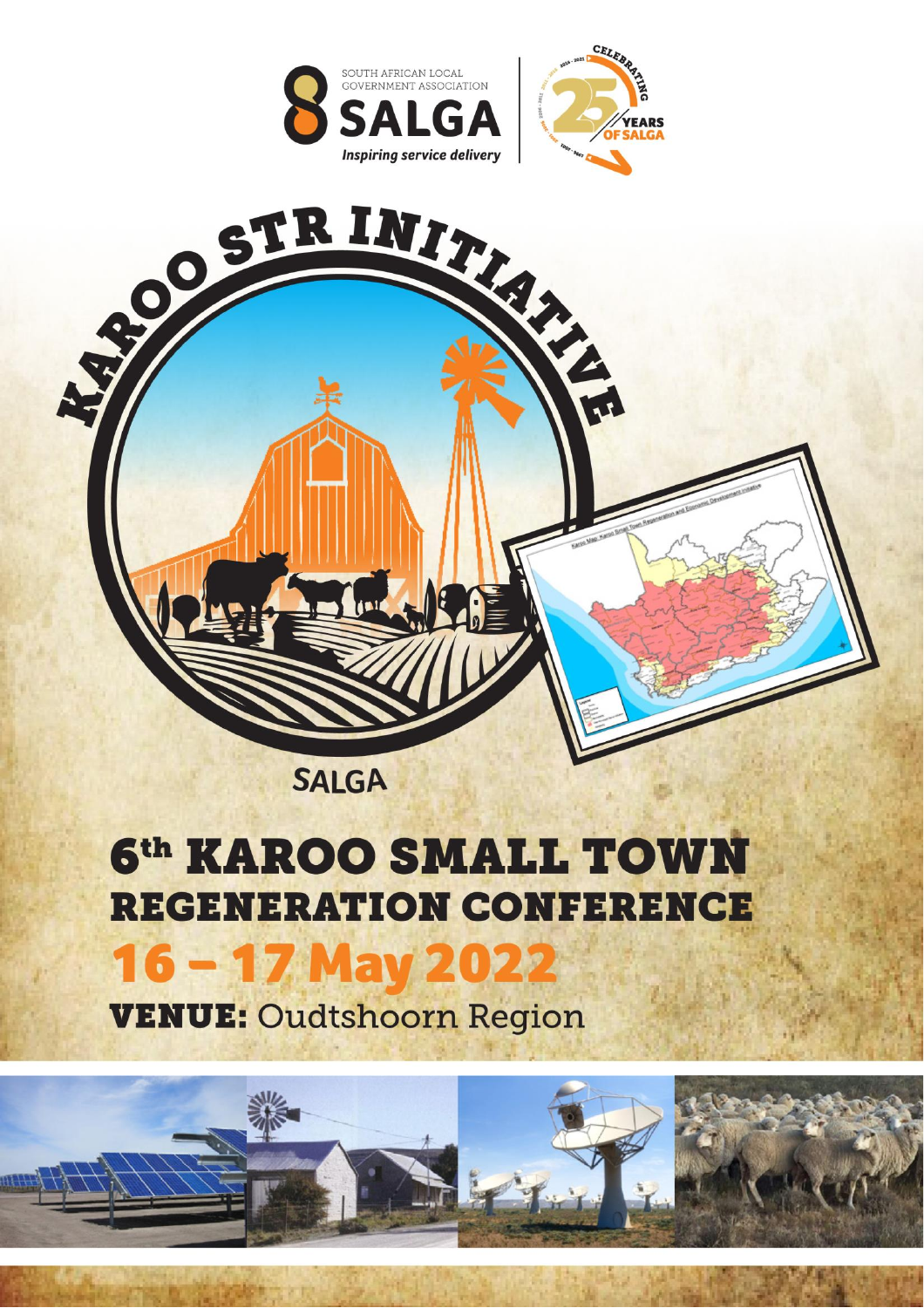SOUTH AFRICAN LOCAL GOVERNMENT ASSOCIATION

SALGA

*Inspiring service delivery*

CELEBRATING 25 YEARS OF SALGA

KAROO STR INITIATIVE

SALGA

# 6th KAROO SMALL TOWN REGENERATION CONFERENCE

## 16 – 17 May 2022

**VENUE:** Oudtshoorn Region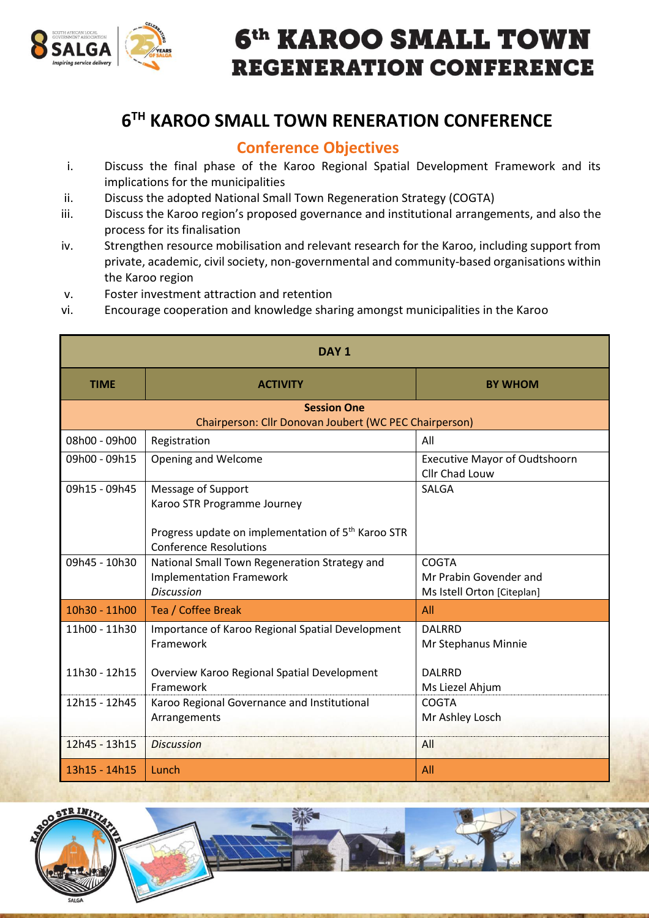# 6th KAROO SMALL TOWN REGENERATION CONFERENCE

## 6[TH] KAROO SMALL TOWN RENERATION CONFERENCE

### Conference Objectives

i. Discuss the final phase of the Karoo Regional Spatial Development Framework and its implications for the municipalities
ii. Discuss the adopted National Small Town Regeneration Strategy (COGTA)
iii. Discuss the Karoo region's proposed governance and institutional arrangements, and also the process for its finalisation
iv. Strengthen resource mobilisation and relevant research for the Karoo, including support from private, academic, civil society, non-governmental and community-based organisations within the Karoo region
v. Foster investment attraction and retention
vi. Encourage cooperation and knowledge sharing amongst municipalities in the Karoo

| DAY 1 | | |
|---|---|---|
| **TIME** | **ACTIVITY** | **BY WHOM** |
| **Session One**<br>Chairperson: Cllr Donovan Joubert (WC PEC Chairperson) | | |
| 08h00 - 09h00 | Registration | All |
| 09h00 - 09h15 | Opening and Welcome | Executive Mayor of Oudtshoorn<br>Cllr Chad Louw |
| 09h15 - 09h45 | Message of Support<br>Karoo STR Programme Journey<br><br>Progress update on implementation of 5th Karoo STR Conference Resolutions | SALGA |
| 09h45 - 10h30 | National Small Town Regeneration Strategy and Implementation Framework<br>*Discussion* | COGTA<br>Mr Prabin Govender and<br>Ms Istell Orton [Citeplan] |
| 10h30 - 11h00 | Tea / Coffee Break | All |
| 11h00 - 11h30 | Importance of Karoo Regional Spatial Development Framework | DALRRD<br>Mr Stephanus Minnie |
| 11h30 - 12h15 | Overview Karoo Regional Spatial Development Framework | DALRRD<br>Ms Liezel Ahjum |
| 12h15 - 12h45 | Karoo Regional Governance and Institutional Arrangements | COGTA<br>Mr Ashley Losch |
| 12h45 - 13h15 | *Discussion* | All |
| 13h15 - 14h15 | Lunch | All |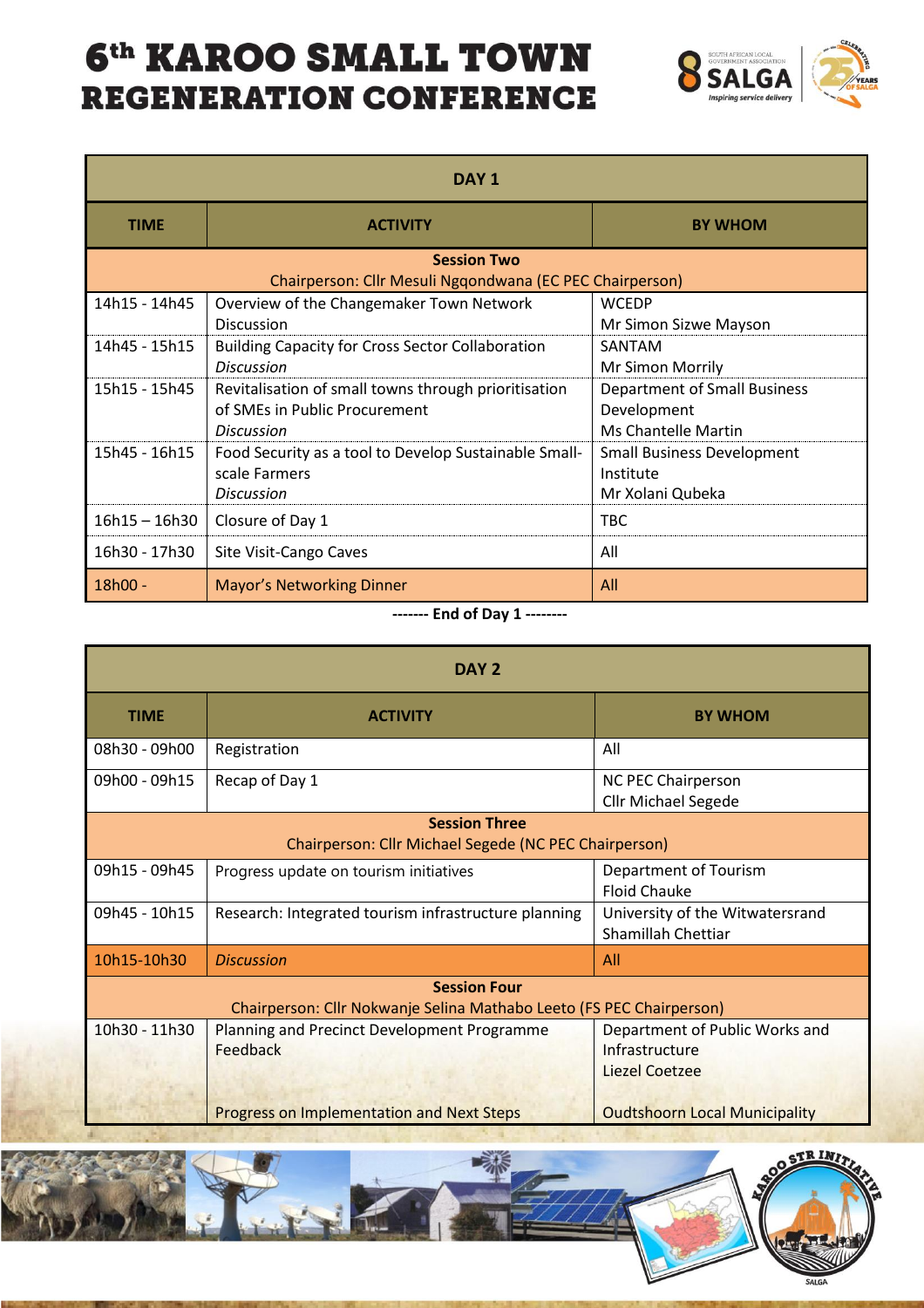# 6th KAROO SMALL TOWN REGENERATION CONFERENCE

| DAY 1 | | |
|---|---|---|
| **TIME** | **ACTIVITY** | **BY WHOM** |
| **Session Two** Chairperson: Cllr Mesuli Ngqondwana (EC PEC Chairperson) | | |
| 14h15 - 14h45 | Overview of the Changemaker Town Network Discussion | WCEDP Mr Simon Sizwe Mayson |
| 14h45 - 15h15 | Building Capacity for Cross Sector Collaboration *Discussion* | SANTAM Mr Simon Morrily |
| 15h15 - 15h45 | Revitalisation of small towns through prioritisation of SMEs in Public Procurement *Discussion* | Department of Small Business Development Ms Chantelle Martin |
| 15h45 - 16h15 | Food Security as a tool to Develop Sustainable Small-scale Farmers *Discussion* | Small Business Development Institute Mr Xolani Qubeka |
| 16h15 – 16h30 | Closure of Day 1 | TBC |
| 16h30 - 17h30 | Site Visit-Cango Caves | All |
| 18h00 - | Mayor's Networking Dinner | All |

**------- End of Day 1 --------**

| DAY 2 | | |
|---|---|---|
| **TIME** | **ACTIVITY** | **BY WHOM** |
| 08h30 - 09h00 | Registration | All |
| 09h00 - 09h15 | Recap of Day 1 | NC PEC Chairperson Cllr Michael Segede |
| **Session Three** Chairperson: Cllr Michael Segede (NC PEC Chairperson) | | |
| 09h15 - 09h45 | Progress update on tourism initiatives | Department of Tourism Floid Chauke |
| 09h45 - 10h15 | Research: Integrated tourism infrastructure planning | University of the Witwatersrand Shamillah Chettiar |
| 10h15-10h30 | *Discussion* | All |
| **Session Four** Chairperson: Cllr Nokwanje Selina Mathabo Leeto (FS PEC Chairperson) | | |
| 10h30 - 11h30 | Planning and Precinct Development Programme Feedback<br><br>Progress on Implementation and Next Steps | Department of Public Works and Infrastructure Liezel Coetzee<br><br>Oudtshoorn Local Municipality |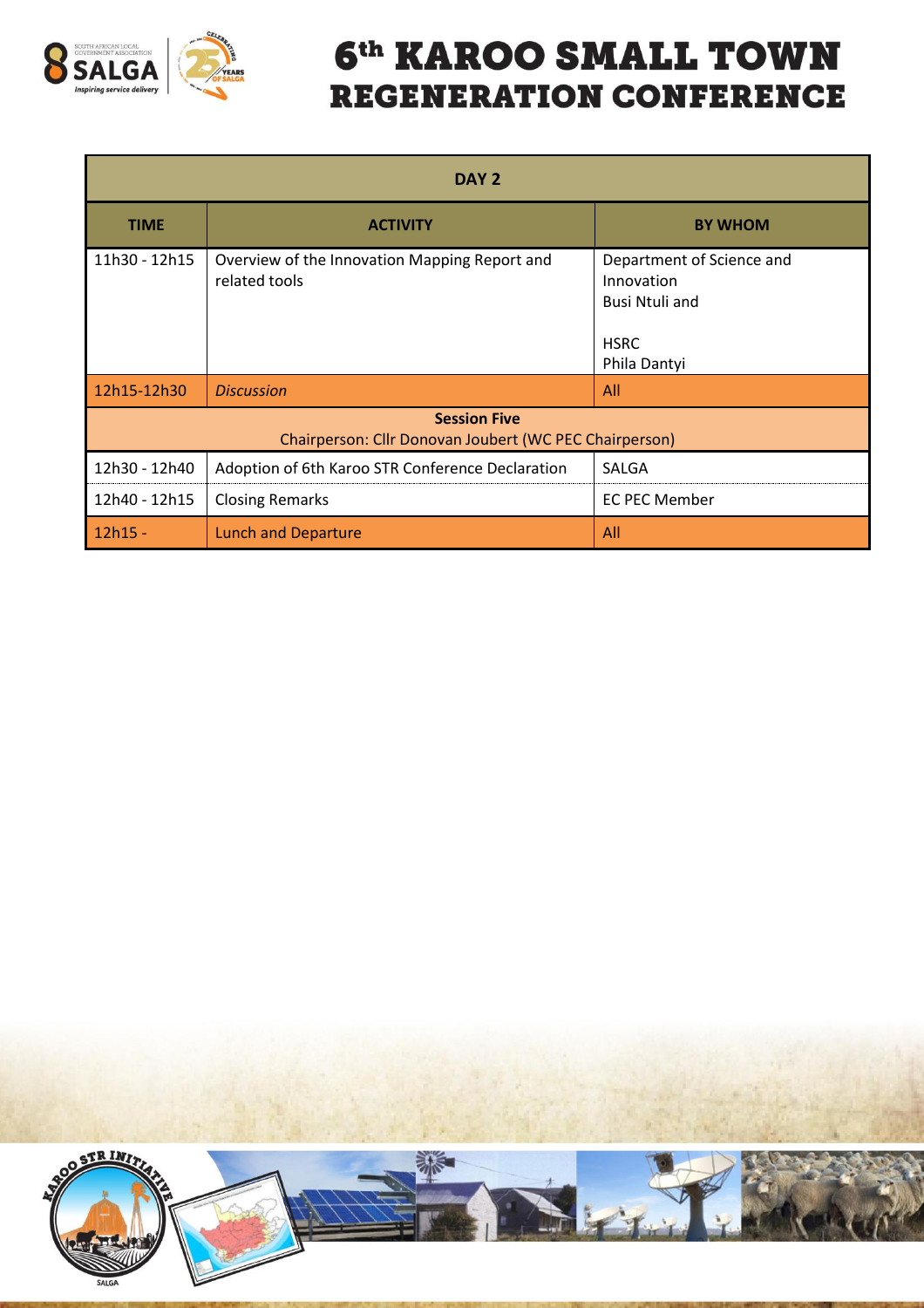# 6th KAROO SMALL TOWN REGENERATION CONFERENCE

| DAY 2 | | |
|---|---|---|
| **TIME** | **ACTIVITY** | **BY WHOM** |
| 11h30 - 12h15 | Overview of the Innovation Mapping Report and related tools | Department of Science and Innovation<br>Busi Ntuli and<br><br>HSRC<br>Phila Dantyi |
| 12h15-12h30 | *Discussion* | All |
| **Session Five**<br>Chairperson: Cllr Donovan Joubert (WC PEC Chairperson) | | |
| 12h30 - 12h40 | Adoption of 6th Karoo STR Conference Declaration | SALGA |
| 12h40 - 12h15 | Closing Remarks | EC PEC Member |
| 12h15 - | Lunch and Departure | All |